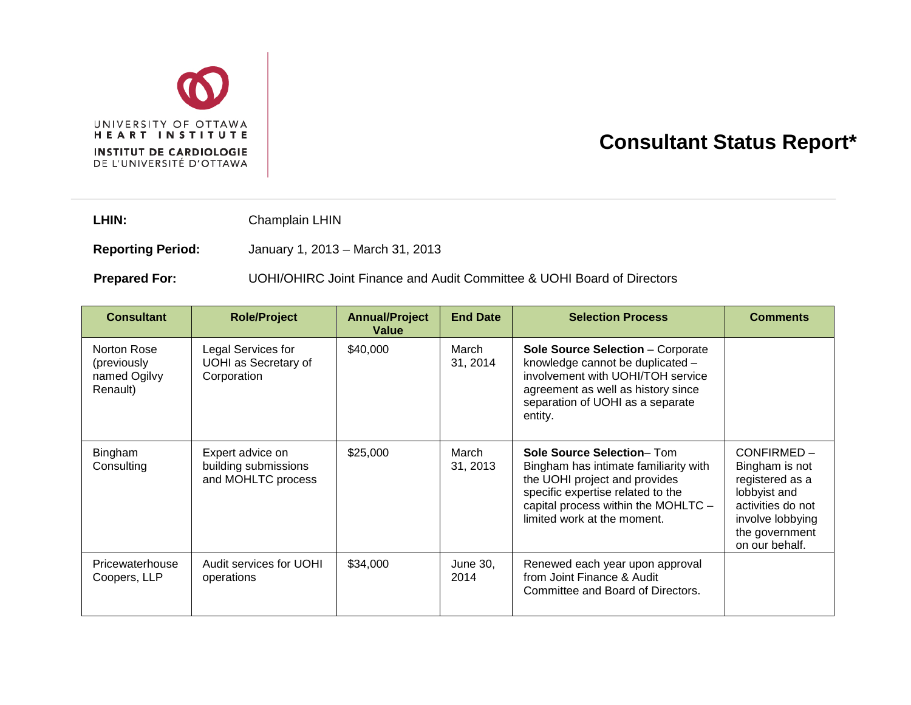UNIVERSITY OF OTTAWA
HEART INSTITUTE
INSTITUT DE CARDIOLOGIE
DE L'UNIVERSITÉ D'OTTAWA

# Consultant Status Report*

**LHIN:** Champlain LHIN

**Reporting Period:** January 1, 2013 – March 31, 2013

**Prepared For:** UOHI/OHIRC Joint Finance and Audit Committee & UOHI Board of Directors

| Consultant | Role/Project | Annual/Project Value | End Date | Selection Process | Comments |
|---|---|---|---|---|---|
| Norton Rose (previously named Ogilvy Renault) | Legal Services for UOHI as Secretary of Corporation | $40,000 | March 31, 2014 | **Sole Source Selection** – Corporate knowledge cannot be duplicated – involvement with UOHI/TOH service agreement as well as history since separation of UOHI as a separate entity. | |
| Bingham Consulting | Expert advice on building submissions and MOHLTC process | $25,000 | March 31, 2013 | **Sole Source Selection**– Tom Bingham has intimate familiarity with the UOHI project and provides specific expertise related to the capital process within the MOHLTC – limited work at the moment. | CONFIRMED – Bingham is not registered as a lobbyist and activities do not involve lobbying the government on our behalf. |
| Pricewaterhouse Coopers, LLP | Audit services for UOHI operations | $34,000 | June 30, 2014 | Renewed each year upon approval from Joint Finance & Audit Committee and Board of Directors. | |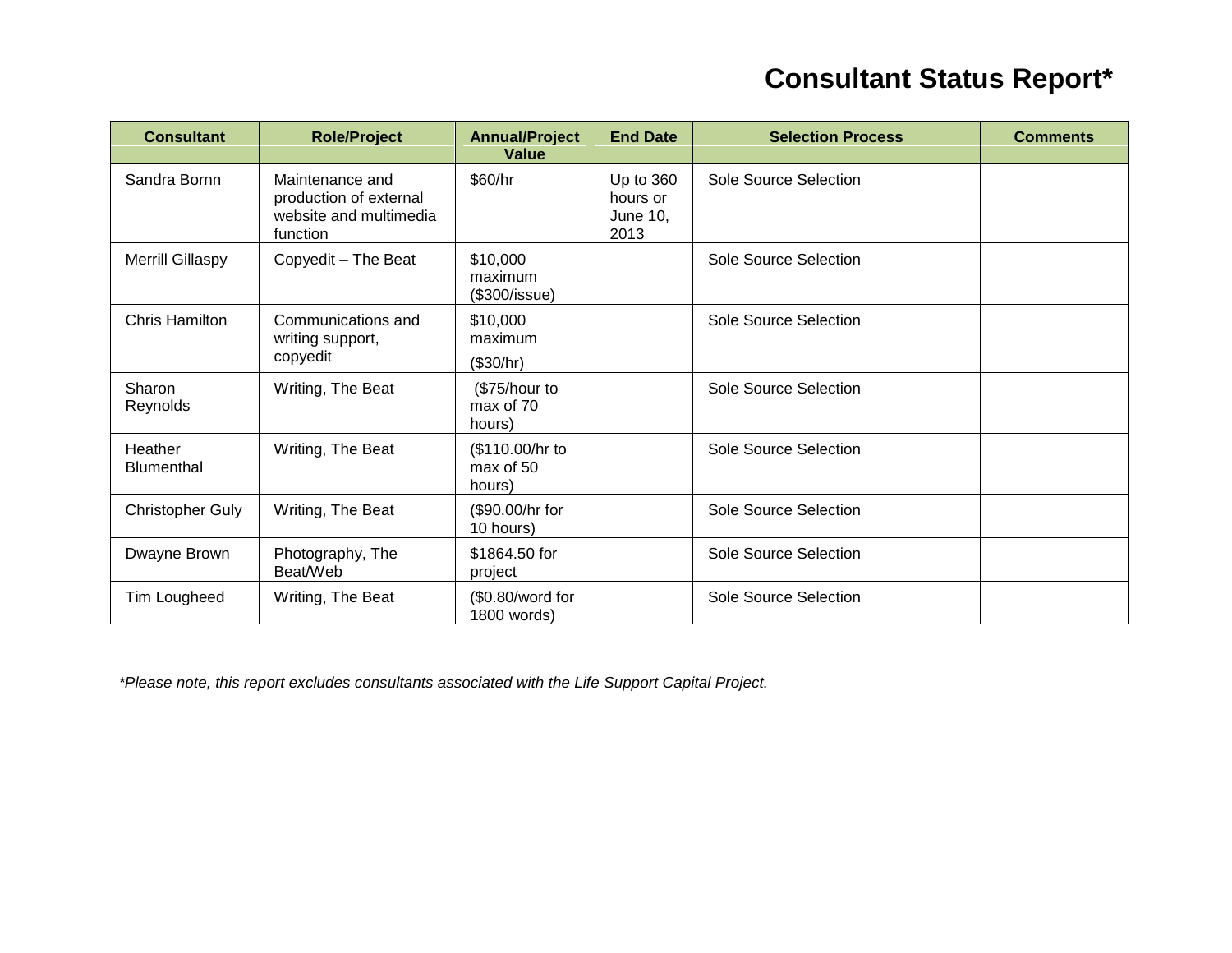# Consultant Status Report*

| Consultant | Role/Project | Annual/Project Value | End Date | Selection Process | Comments |
|---|---|---|---|---|---|
| Sandra Bornn | Maintenance and production of external website and multimedia function | $60/hr | Up to 360 hours or June 10, 2013 | Sole Source Selection | |
| Merrill Gillaspy | Copyedit – The Beat | $10,000 maximum ($300/issue) | | Sole Source Selection | |
| Chris Hamilton | Communications and writing support, copyedit | $10,000 maximum ($30/hr) | | Sole Source Selection | |
| Sharon Reynolds | Writing, The Beat | ($75/hour to max of 70 hours) | | Sole Source Selection | |
| Heather Blumenthal | Writing, The Beat | ($110.00/hr to max of 50 hours) | | Sole Source Selection | |
| Christopher Guly | Writing, The Beat | ($90.00/hr for 10 hours) | | Sole Source Selection | |
| Dwayne Brown | Photography, The Beat/Web | $1864.50 for project | | Sole Source Selection | |
| Tim Lougheed | Writing, The Beat | ($0.80/word for 1800 words) | | Sole Source Selection | |

*\*Please note, this report excludes consultants associated with the Life Support Capital Project.*